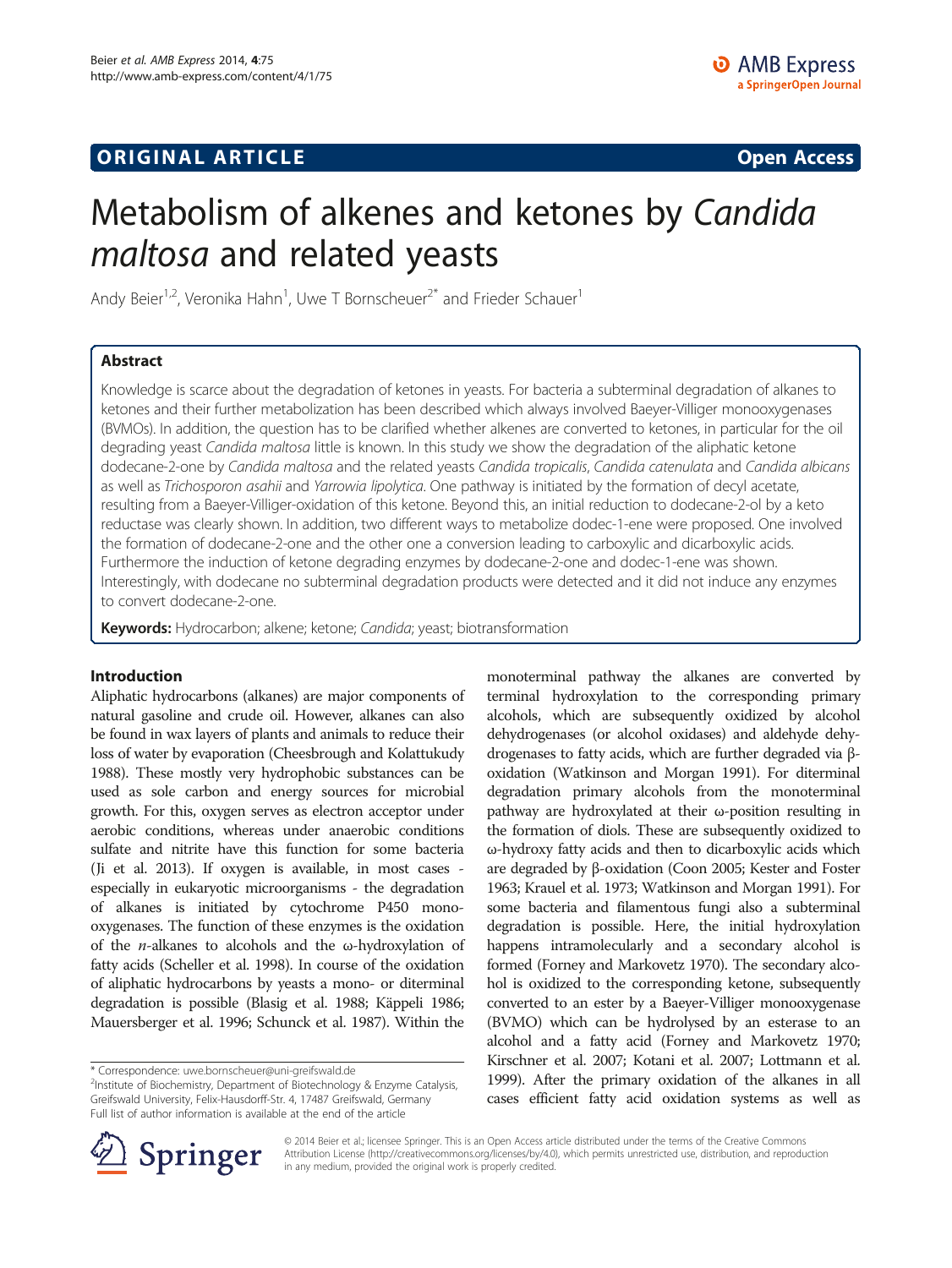ORIGINAL ARTICLE

Open Access

# Metabolism of alkenes and ketones by *Candida maltosa* and related yeasts

Andy Beier[1,2], Veronika Hahn[1], Uwe T Bornscheuer[2*] and Frieder Schauer[1]

## Abstract

Knowledge is scarce about the degradation of ketones in yeasts. For bacteria a subterminal degradation of alkanes to ketones and their further metabolization has been described which always involved Baeyer-Villiger monooxygenases (BVMOs). In addition, the question has to be clarified whether alkenes are converted to ketones, in particular for the oil degrading yeast *Candida maltosa* little is known. In this study we show the degradation of the aliphatic ketone dodecane-2-one by *Candida maltosa* and the related yeasts *Candida tropicalis*, *Candida catenulata* and *Candida albicans* as well as *Trichosporon asahii* and *Yarrowia lipolytica*. One pathway is initiated by the formation of decyl acetate, resulting from a Baeyer-Villiger-oxidation of this ketone. Beyond this, an initial reduction to dodecane-2-ol by a keto reductase was clearly shown. In addition, two different ways to metabolize dodec-1-ene were proposed. One involved the formation of dodecane-2-one and the other one a conversion leading to carboxylic and dicarboxylic acids. Furthermore the induction of ketone degrading enzymes by dodecane-2-one and dodec-1-ene was shown. Interestingly, with dodecane no subterminal degradation products were detected and it did not induce any enzymes to convert dodecane-2-one.

**Keywords:** Hydrocarbon; alkene; ketone; *Candida*; yeast; biotransformation

## Introduction

Aliphatic hydrocarbons (alkanes) are major components of natural gasoline and crude oil. However, alkanes can also be found in wax layers of plants and animals to reduce their loss of water by evaporation (Cheesbrough and Kolattukudy 1988). These mostly very hydrophobic substances can be used as sole carbon and energy sources for microbial growth. For this, oxygen serves as electron acceptor under aerobic conditions, whereas under anaerobic conditions sulfate and nitrite have this function for some bacteria (Ji et al. 2013). If oxygen is available, in most cases - especially in eukaryotic microorganisms - the degradation of alkanes is initiated by cytochrome P450 monooxygenases. The function of these enzymes is the oxidation of the *n*-alkanes to alcohols and the ω-hydroxylation of fatty acids (Scheller et al. 1998). In course of the oxidation of aliphatic hydrocarbons by yeasts a mono- or diterminal degradation is possible (Blasig et al. 1988; Käppeli 1986; Mauersberger et al. 1996; Schunck et al. 1987). Within the monoterminal pathway the alkanes are converted by terminal hydroxylation to the corresponding primary alcohols, which are subsequently oxidized by alcohol dehydrogenases (or alcohol oxidases) and aldehyde dehydrogenases to fatty acids, which are further degraded via β-oxidation (Watkinson and Morgan 1991). For diterminal degradation primary alcohols from the monoterminal pathway are hydroxylated at their ω-position resulting in the formation of diols. These are subsequently oxidized to ω-hydroxy fatty acids and then to dicarboxylic acids which are degraded by β-oxidation (Coon 2005; Kester and Foster 1963; Krauel et al. 1973; Watkinson and Morgan 1991). For some bacteria and filamentous fungi also a subterminal degradation is possible. Here, the initial hydroxylation happens intramolecularly and a secondary alcohol is formed (Forney and Markovetz 1970). The secondary alcohol is oxidized to the corresponding ketone, subsequently converted to an ester by a Baeyer-Villiger monooxygenase (BVMO) which can be hydrolysed by an esterase to an alcohol and a fatty acid (Forney and Markovetz 1970; Kirschner et al. 2007; Kotani et al. 2007; Lottmann et al. 1999). After the primary oxidation of the alkanes in all cases efficient fatty acid oxidation systems as well as

\* Correspondence: uwe.bornscheuer@uni-greifswald.de
[2]Institute of Biochemistry, Department of Biotechnology & Enzyme Catalysis, Greifswald University, Felix-Hausdorff-Str. 4, 17487 Greifswald, Germany
Full list of author information is available at the end of the article

© 2014 Beier et al.; licensee Springer. This is an Open Access article distributed under the terms of the Creative Commons Attribution License (http://creativecommons.org/licenses/by/4.0), which permits unrestricted use, distribution, and reproduction in any medium, provided the original work is properly credited.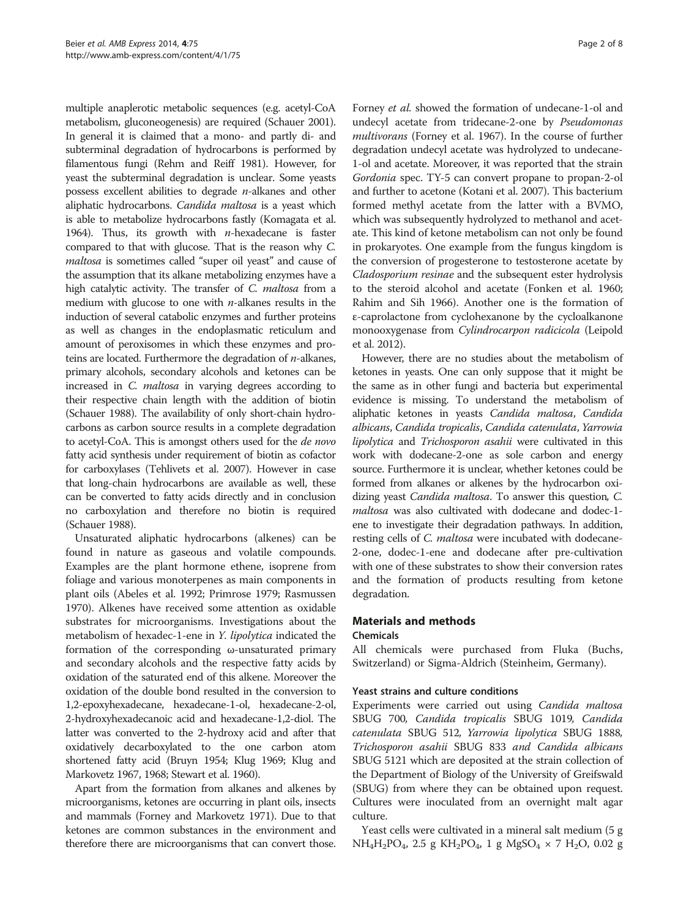multiple anaplerotic metabolic sequences (e.g. acetyl-CoA metabolism, gluconeogenesis) are required (Schauer 2001). In general it is claimed that a mono- and partly di- and subterminal degradation of hydrocarbons is performed by filamentous fungi (Rehm and Reiff 1981). However, for yeast the subterminal degradation is unclear. Some yeasts possess excellent abilities to degrade *n*-alkanes and other aliphatic hydrocarbons. *Candida maltosa* is a yeast which is able to metabolize hydrocarbons fastly (Komagata et al. 1964). Thus, its growth with *n*-hexadecane is faster compared to that with glucose. That is the reason why *C. maltosa* is sometimes called "super oil yeast" and cause of the assumption that its alkane metabolizing enzymes have a high catalytic activity. The transfer of *C. maltosa* from a medium with glucose to one with *n*-alkanes results in the induction of several catabolic enzymes and further proteins as well as changes in the endoplasmatic reticulum and amount of peroxisomes in which these enzymes and proteins are located. Furthermore the degradation of *n*-alkanes, primary alcohols, secondary alcohols and ketones can be increased in *C. maltosa* in varying degrees according to their respective chain length with the addition of biotin (Schauer 1988). The availability of only short-chain hydrocarbons as carbon source results in a complete degradation to acetyl-CoA. This is amongst others used for the *de novo* fatty acid synthesis under requirement of biotin as cofactor for carboxylases (Tehlivets et al. 2007). However in case that long-chain hydrocarbons are available as well, these can be converted to fatty acids directly and in conclusion no carboxylation and therefore no biotin is required (Schauer 1988).

Unsaturated aliphatic hydrocarbons (alkenes) can be found in nature as gaseous and volatile compounds. Examples are the plant hormone ethene, isoprene from foliage and various monoterpenes as main components in plant oils (Abeles et al. 1992; Primrose 1979; Rasmussen 1970). Alkenes have received some attention as oxidable substrates for microorganisms. Investigations about the metabolism of hexadec-1-ene in *Y. lipolytica* indicated the formation of the corresponding ω-unsaturated primary and secondary alcohols and the respective fatty acids by oxidation of the saturated end of this alkene. Moreover the oxidation of the double bond resulted in the conversion to 1,2-epoxyhexadecane, hexadecane-1-ol, hexadecane-2-ol, 2-hydroxyhexadecanoic acid and hexadecane-1,2-diol. The latter was converted to the 2-hydroxy acid and after that oxidatively decarboxylated to the one carbon atom shortened fatty acid (Bruyn 1954; Klug 1969; Klug and Markovetz 1967, 1968; Stewart et al. 1960).

Apart from the formation from alkanes and alkenes by microorganisms, ketones are occurring in plant oils, insects and mammals (Forney and Markovetz 1971). Due to that ketones are common substances in the environment and therefore there are microorganisms that can convert those. Forney *et al.* showed the formation of undecane-1-ol and undecyl acetate from tridecane-2-one by *Pseudomonas multivorans* (Forney et al. 1967). In the course of further degradation undecyl acetate was hydrolyzed to undecane-1-ol and acetate. Moreover, it was reported that the strain *Gordonia* spec. TY-5 can convert propane to propan-2-ol and further to acetone (Kotani et al. 2007). This bacterium formed methyl acetate from the latter with a BVMO, which was subsequently hydrolyzed to methanol and acetate. This kind of ketone metabolism can not only be found in prokaryotes. One example from the fungus kingdom is the conversion of progesterone to testosterone acetate by *Cladosporium resinae* and the subsequent ester hydrolysis to the steroid alcohol and acetate (Fonken et al. 1960; Rahim and Sih 1966). Another one is the formation of ε-caprolactone from cyclohexanone by the cycloalkanone monooxygenase from *Cylindrocarpon radicicola* (Leipold et al. 2012).

However, there are no studies about the metabolism of ketones in yeasts. One can only suppose that it might be the same as in other fungi and bacteria but experimental evidence is missing. To understand the metabolism of aliphatic ketones in yeasts *Candida maltosa*, *Candida albicans*, *Candida tropicalis*, *Candida catenulata*, *Yarrowia lipolytica* and *Trichosporon asahii* were cultivated in this work with dodecane-2-one as sole carbon and energy source. Furthermore it is unclear, whether ketones could be formed from alkanes or alkenes by the hydrocarbon oxidizing yeast *Candida maltosa*. To answer this question, *C. maltosa* was also cultivated with dodecane and dodec-1-ene to investigate their degradation pathways. In addition, resting cells of *C. maltosa* were incubated with dodecane-2-one, dodec-1-ene and dodecane after pre-cultivation with one of these substrates to show their conversion rates and the formation of products resulting from ketone degradation.

## Materials and methods

### Chemicals

All chemicals were purchased from Fluka (Buchs, Switzerland) or Sigma-Aldrich (Steinheim, Germany).

### Yeast strains and culture conditions

Experiments were carried out using *Candida maltosa* SBUG 700, *Candida tropicalis* SBUG 1019, *Candida catenulata* SBUG 512, *Yarrowia lipolytica* SBUG 1888, *Trichosporon asahii* SBUG 833 *and Candida albicans* SBUG 5121 which are deposited at the strain collection of the Department of Biology of the University of Greifswald (SBUG) from where they can be obtained upon request. Cultures were inoculated from an overnight malt agar culture.

Yeast cells were cultivated in a mineral salt medium (5 g $NH_4H_2PO_4$, 2.5 g $KH_2PO_4$, 1 g $MgSO_4 \times 7\ H_2O$, 0.02 g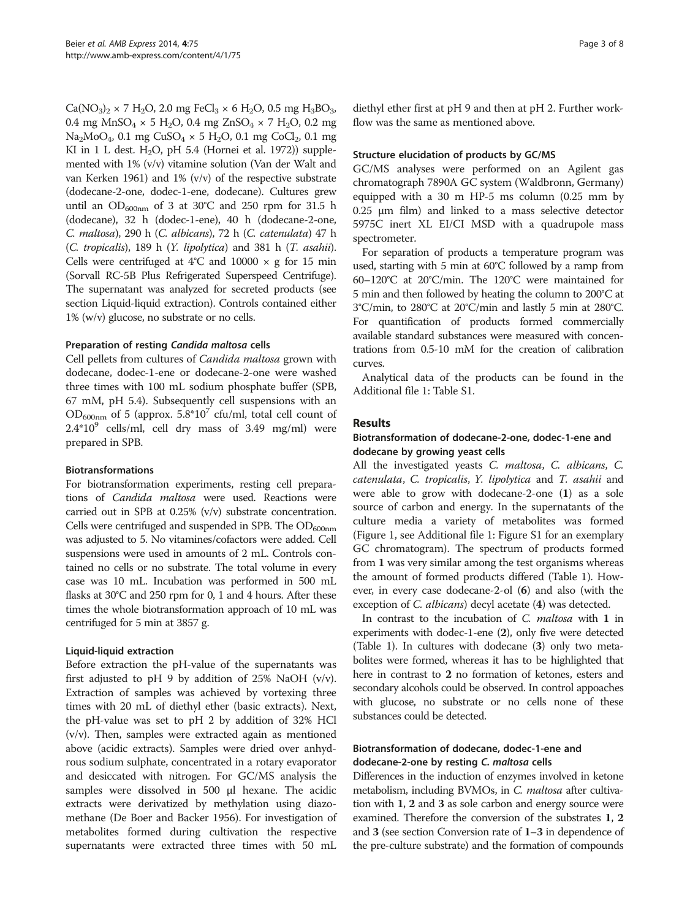$Ca(NO_3)_2 \times 7\ H_2O$, 2.0 mg $FeCl_3 \times 6\ H_2O$, 0.5 mg $H_3BO_3$, 0.4 mg $MnSO_4 \times 5\ H_2O$, 0.4 mg $ZnSO_4 \times 7\ H_2O$, 0.2 mg $Na_2MoO_4$, 0.1 mg $CuSO_4 \times 5\ H_2O$, 0.1 mg $CoCl_2$, 0.1 mg KI in 1 L dest. $H_2O$, pH 5.4 (Hornei et al. 1972)) supplemented with 1% (v/v) vitamine solution (Van der Walt and van Kerken 1961) and 1% (v/v) of the respective substrate (dodecane-2-one, dodec-1-ene, dodecane). Cultures grew until an $OD_{600nm}$ of 3 at 30°C and 250 rpm for 31.5 h (dodecane), 32 h (dodec-1-ene), 40 h (dodecane-2-one, *C. maltosa*), 290 h (*C. albicans*), 72 h (*C. catenulata*) 47 h (*C. tropicalis*), 189 h (*Y. lipolytica*) and 381 h (*T. asahii*). Cells were centrifuged at 4°C and 10000 × g for 15 min (Sorvall RC-5B Plus Refrigerated Superspeed Centrifuge). The supernatant was analyzed for secreted products (see section Liquid-liquid extraction). Controls contained either 1% (w/v) glucose, no substrate or no cells.

#### Preparation of resting *Candida maltosa* cells

Cell pellets from cultures of *Candida maltosa* grown with dodecane, dodec-1-ene or dodecane-2-one were washed three times with 100 mL sodium phosphate buffer (SPB, 67 mM, pH 5.4). Subsequently cell suspensions with an $OD_{600nm}$ of 5 (approx. $5.8*10^7$ cfu/ml, total cell count of $2.4*10^9$ cells/ml, cell dry mass of 3.49 mg/ml) were prepared in SPB.

#### Biotransformations

For biotransformation experiments, resting cell preparations of *Candida maltosa* were used. Reactions were carried out in SPB at 0.25% (v/v) substrate concentration. Cells were centrifuged and suspended in SPB. The $OD_{600nm}$ was adjusted to 5. No vitamines/cofactors were added. Cell suspensions were used in amounts of 2 mL. Controls contained no cells or no substrate. The total volume in every case was 10 mL. Incubation was performed in 500 mL flasks at 30°C and 250 rpm for 0, 1 and 4 hours. After these times the whole biotransformation approach of 10 mL was centrifuged for 5 min at 3857 g.

#### Liquid-liquid extraction

Before extraction the pH-value of the supernatants was first adjusted to pH 9 by addition of 25% NaOH (v/v). Extraction of samples was achieved by vortexing three times with 20 mL of diethyl ether (basic extracts). Next, the pH-value was set to pH 2 by addition of 32% HCl (v/v). Then, samples were extracted again as mentioned above (acidic extracts). Samples were dried over anhydrous sodium sulphate, concentrated in a rotary evaporator and desiccated with nitrogen. For GC/MS analysis the samples were dissolved in 500 μl hexane. The acidic extracts were derivatized by methylation using diazomethane (De Boer and Backer 1956). For investigation of metabolites formed during cultivation the respective supernatants were extracted three times with 50 mL diethyl ether first at pH 9 and then at pH 2. Further workflow was the same as mentioned above.

#### Structure elucidation of products by GC/MS

GC/MS analyses were performed on an Agilent gas chromatograph 7890A GC system (Waldbronn, Germany) equipped with a 30 m HP-5 ms column (0.25 mm by 0.25 μm film) and linked to a mass selective detector 5975C inert XL EI/CI MSD with a quadrupole mass spectrometer.

For separation of products a temperature program was used, starting with 5 min at 60°C followed by a ramp from 60–120°C at 20°C/min. The 120°C were maintained for 5 min and then followed by heating the column to 200°C at 3°C/min, to 280°C at 20°C/min and lastly 5 min at 280°C. For quantification of products formed commercially available standard substances were measured with concentrations from 0.5-10 mM for the creation of calibration curves.

Analytical data of the products can be found in the Additional file 1: Table S1.

## Results

### Biotransformation of dodecane-2-one, dodec-1-ene and dodecane by growing yeast cells

All the investigated yeasts *C. maltosa*, *C. albicans*, *C. catenulata*, *C. tropicalis*, *Y. lipolytica* and *T. asahii* and were able to grow with dodecane-2-one (**1**) as a sole source of carbon and energy. In the supernatants of the culture media a variety of metabolites was formed (Figure 1, see Additional file 1: Figure S1 for an exemplary GC chromatogram). The spectrum of products formed from **1** was very similar among the test organisms whereas the amount of formed products differed (Table 1). However, in every case dodecane-2-ol (**6**) and also (with the exception of *C. albicans*) decyl acetate (**4**) was detected.

In contrast to the incubation of *C. maltosa* with **1** in experiments with dodec-1-ene (**2**), only five were detected (Table 1). In cultures with dodecane (**3**) only two metabolites were formed, whereas it has to be highlighted that here in contrast to **2** no formation of ketones, esters and secondary alcohols could be observed. In control appoaches with glucose, no substrate or no cells none of these substances could be detected.

### Biotransformation of dodecane, dodec-1-ene and dodecane-2-one by resting *C. maltosa* cells

Differences in the induction of enzymes involved in ketone metabolism, including BVMOs, in *C. maltosa* after cultivation with **1**, **2** and **3** as sole carbon and energy source were examined. Therefore the conversion of the substrates **1**, **2** and **3** (see section Conversion rate of **1**–**3** in dependence of the pre-culture substrate) and the formation of compounds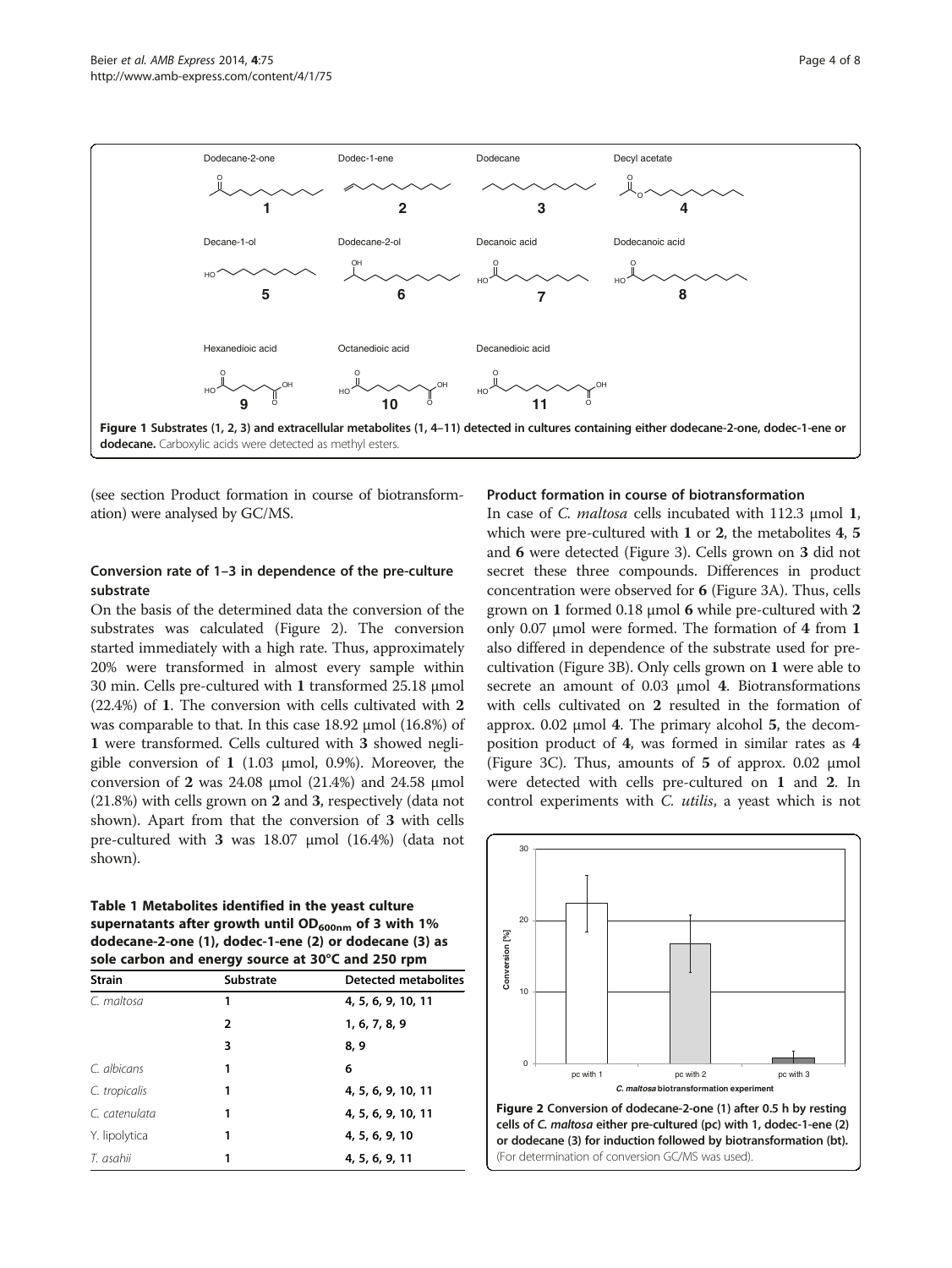Figure 1 Substrates (1, 2, 3) and extracellular metabolites (1, 4–11) detected in cultures containing either dodecane-2-one, dodec-1-ene or dodecane. Carboxylic acids were detected as methyl esters.

(see section Product formation in course of biotransformation) were analysed by GC/MS.

### Conversion rate of 1–3 in dependence of the pre-culture substrate

On the basis of the determined data the conversion of the substrates was calculated (Figure 2). The conversion started immediately with a high rate. Thus, approximately 20% were transformed in almost every sample within 30 min. Cells pre-cultured with **1** transformed 25.18 μmol (22.4%) of **1**. The conversion with cells cultivated with **2** was comparable to that. In this case 18.92 μmol (16.8%) of **1** were transformed. Cells cultured with **3** showed negligible conversion of **1** (1.03 μmol, 0.9%). Moreover, the conversion of **2** was 24.08 μmol (21.4%) and 24.58 μmol (21.8%) with cells grown on **2** and **3**, respectively (data not shown). Apart from that the conversion of **3** with cells pre-cultured with **3** was 18.07 μmol (16.4%) (data not shown).

**Table 1 Metabolites identified in the yeast culture supernatants after growth until $OD_{600nm}$ of 3 with 1% dodecane-2-one (1), dodec-1-ene (2) or dodecane (3) as sole carbon and energy source at 30°C and 250 rpm**

| Strain | Substrate | Detected metabolites |
|---|---|---|
| *C. maltosa* | 1 | 4, 5, 6, 9, 10, 11 |
| | 2 | 1, 6, 7, 8, 9 |
| | 3 | 8, 9 |
| *C. albicans* | 1 | 6 |
| *C. tropicalis* | 1 | 4, 5, 6, 9, 10, 11 |
| *C. catenulata* | 1 | 4, 5, 6, 9, 10, 11 |
| Y. lipolytica | 1 | 4, 5, 6, 9, 10 |
| *T. asahii* | 1 | 4, 5, 6, 9, 11 |

### Product formation in course of biotransformation

In case of *C. maltosa* cells incubated with 112.3 μmol **1**, which were pre-cultured with **1** or **2**, the metabolites **4**, **5** and **6** were detected (Figure 3). Cells grown on **3** did not secrete these three compounds. Differences in product concentration were observed for **6** (Figure 3A). Thus, cells grown on **1** formed 0.18 μmol **6** while pre-cultured with **2** only 0.07 μmol were formed. The formation of **4** from **1** also differed in dependence of the substrate used for pre-cultivation (Figure 3B). Only cells grown on **1** were able to secrete an amount of 0.03 μmol **4**. Biotransformations with cells cultivated on **2** resulted in the formation of approx. 0.02 μmol **4**. The primary alcohol **5**, the decomposition product of **4**, was formed in similar rates as **4** (Figure 3C). Thus, amounts of **5** of approx. 0.02 μmol were detected with cells pre-cultured on **1** and **2**. In control experiments with *C. utilis*, a yeast which is not

**Figure 2 Conversion of dodecane-2-one (1) after 0.5 h by resting cells of *C. maltosa* either pre-cultured (pc) with 1, dodec-1-ene (2) or dodecane (3) for induction followed by biotransformation (bt).** (For determination of conversion GC/MS was used).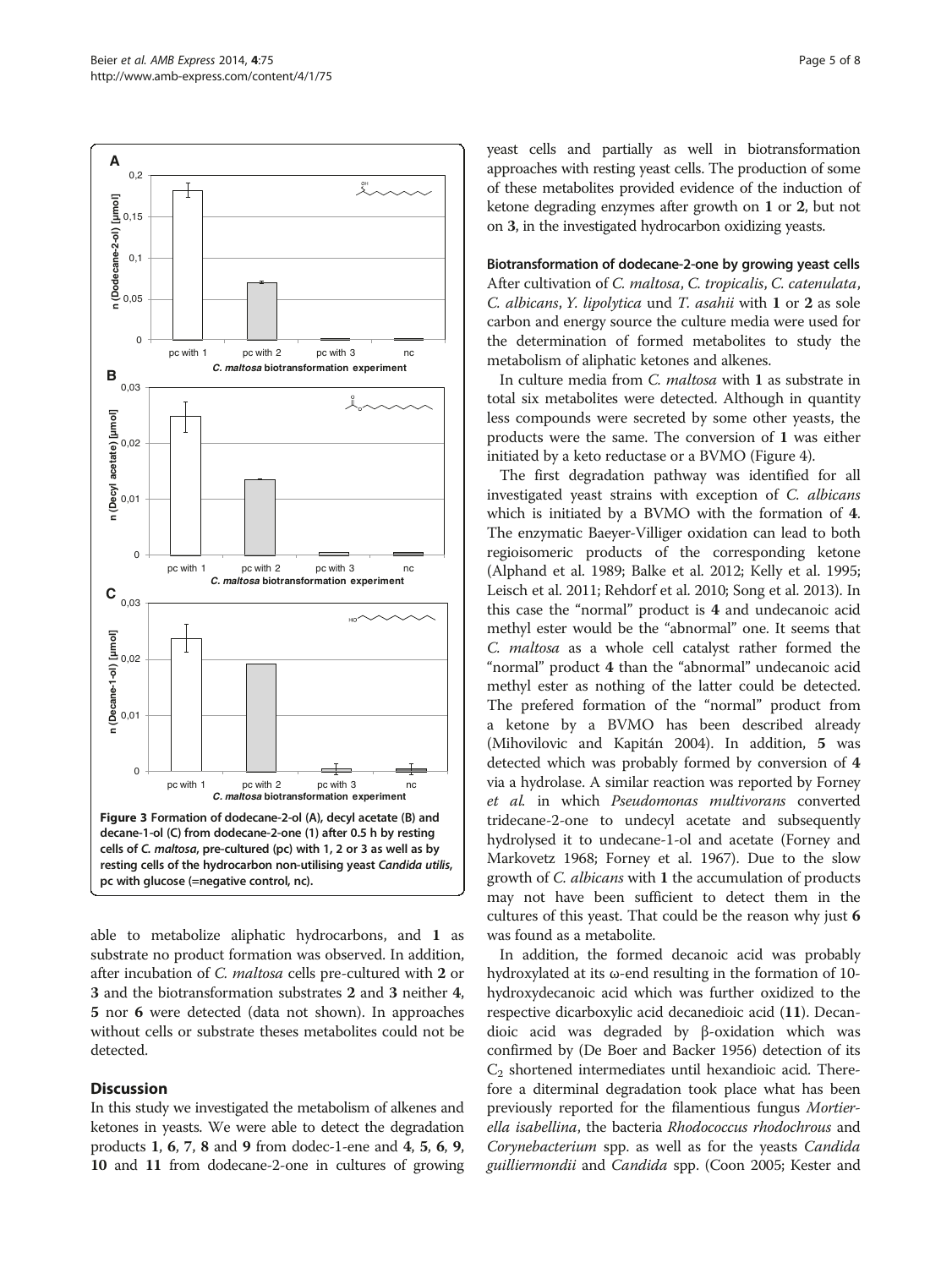Figure 3 Formation of dodecane-2-ol (A), decyl acetate (B) and decane-1-ol (C) from dodecane-2-one (1) after 0.5 h by resting cells of *C. maltosa*, pre-cultured (pc) with 1, 2 or 3 as well as by resting cells of the hydrocarbon non-utilising yeast *Candida utilis*, pc with glucose (=negative control, nc).

able to metabolize aliphatic hydrocarbons, and **1** as substrate no product formation was observed. In addition, after incubation of *C. maltosa* cells pre-cultured with **2** or **3** and the biotransformation substrates **2** and **3** neither **4**, **5** nor **6** were detected (data not shown). In approaches without cells or substrate theses metabolites could not be detected.

## Discussion

In this study we investigated the metabolism of alkenes and ketones in yeasts. We were able to detect the degradation products **1**, **6**, **7**, **8** and **9** from dodec-1-ene and **4**, **5**, **6**, **9**, **10** and **11** from dodecane-2-one in cultures of growing yeast cells and partially as well in biotransformation approaches with resting yeast cells. The production of some of these metabolites provided evidence of the induction of ketone degrading enzymes after growth on **1** or **2**, but not on **3**, in the investigated hydrocarbon oxidizing yeasts.

### Biotransformation of dodecane-2-one by growing yeast cells

After cultivation of *C. maltosa*, *C. tropicalis*, *C. catenulata*, *C. albicans*, *Y. lipolytica* und *T. asahii* with **1** or **2** as sole carbon and energy source the culture media were used for the determination of formed metabolites to study the metabolism of aliphatic ketones and alkenes.

In culture media from *C. maltosa* with **1** as substrate in total six metabolites were detected. Although in quantity less compounds were secreted by some other yeasts, the products were the same. The conversion of **1** was either initiated by a keto reductase or a BVMO (Figure 4).

The first degradation pathway was identified for all investigated yeast strains with exception of *C. albicans* which is initiated by a BVMO with the formation of **4**. The enzymatic Baeyer-Villiger oxidation can lead to both regioisomeric products of the corresponding ketone (Alphand et al. 1989; Balke et al. 2012; Kelly et al. 1995; Leisch et al. 2011; Rehdorf et al. 2010; Song et al. 2013). In this case the "normal" product is **4** and undecanoic acid methyl ester would be the "abnormal" one. It seems that *C. maltosa* as a whole cell catalyst rather formed the "normal" product **4** than the "abnormal" undecanoic acid methyl ester as nothing of the latter could be detected. The prefered formation of the "normal" product from a ketone by a BVMO has been described already (Mihovilovic and Kapitán 2004). In addition, **5** was detected which was probably formed by conversion of **4** via a hydrolase. A similar reaction was reported by Forney *et al.* in which *Pseudomonas multivorans* converted tridecane-2-one to undecyl acetate and subsequently hydrolysed it to undecane-1-ol and acetate (Forney and Markovetz 1968; Forney et al. 1967). Due to the slow growth of *C. albicans* with **1** the accumulation of products may not have been sufficient to detect them in the cultures of this yeast. That could be the reason why just **6** was found as a metabolite.

In addition, the formed decanoic acid was probably hydroxylated at its ω-end resulting in the formation of 10-hydroxydecanoic acid which was further oxidized to the respective dicarboxylic acid decanedioic acid (**11**). Decandioic acid was degraded by β-oxidation which was confirmed by (De Boer and Backer 1956) detection of its $C_2$ shortened intermediates until hexandioic acid. Therefore a diterminal degradation took place what has been previously reported for the filamentious fungus *Mortierella isabellina*, the bacteria *Rhodococcus rhodochrous* and *Corynebacterium* spp. as well as for the yeasts *Candida guilliermondii* and *Candida* spp. (Coon 2005; Kester and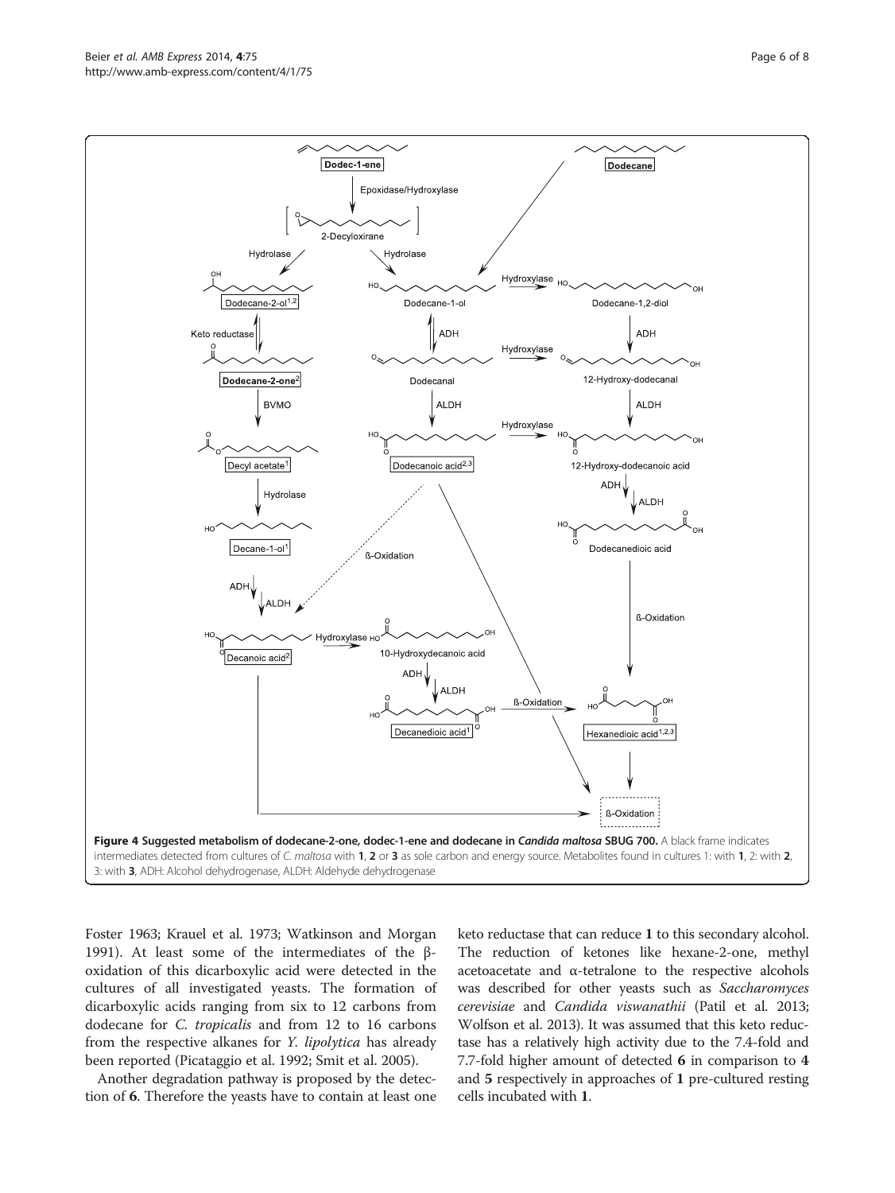**Figure 4 Suggested metabolism of dodecane-2-one, dodec-1-ene and dodecane in *Candida maltosa* SBUG 700.** A black frame indicates intermediates detected from cultures of *C. maltosa* with **1**, **2** or **3** as sole carbon and energy source. Metabolites found in cultures 1: with **1**, 2: with **2**, 3: with **3**, ADH: Alcohol dehydrogenase, ALDH: Aldehyde dehydrogenase

Foster 1963; Krauel et al. 1973; Watkinson and Morgan 1991). At least some of the intermediates of the β-oxidation of this dicarboxylic acid were detected in the cultures of all investigated yeasts. The formation of dicarboxylic acids ranging from six to 12 carbons from dodecane for *C. tropicalis* and from 12 to 16 carbons from the respective alkanes for *Y. lipolytica* has already been reported (Picataggio et al. 1992; Smit et al. 2005).

Another degradation pathway is proposed by the detection of **6**. Therefore the yeasts have to contain at least one keto reductase that can reduce **1** to this secondary alcohol. The reduction of ketones like hexane-2-one, methyl acetoacetate and α-tetralone to the respective alcohols was described for other yeasts such as *Saccharomyces cerevisiae* and *Candida viswanathii* (Patil et al. 2013; Wolfson et al. 2013). It was assumed that this keto reductase has a relatively high activity due to the 7.4-fold and 7.7-fold higher amount of detected **6** in comparison to **4** and **5** respectively in approaches of **1** pre-cultured resting cells incubated with **1**.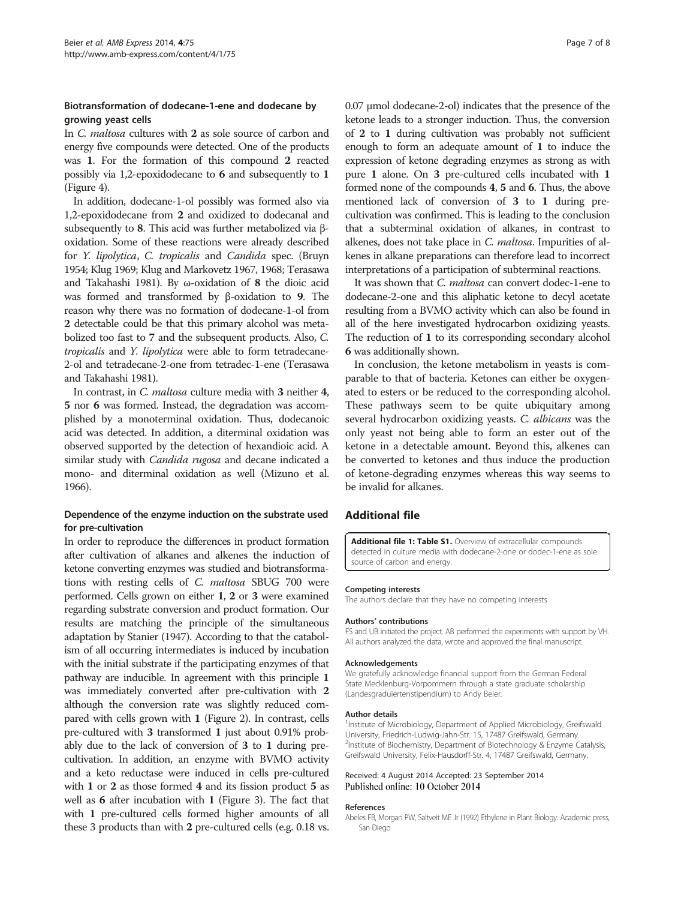### Biotransformation of dodecane-1-ene and dodecane by growing yeast cells

In *C. maltosa* cultures with **2** as sole source of carbon and energy five compounds were detected. One of the products was **1**. For the formation of this compound **2** reacted possibly via 1,2-epoxidodecane to **6** and subsequently to **1** (Figure 4).

In addition, dodecane-1-ol possibly was formed also via 1,2-epoxidodecane from **2** and oxidized to dodecanal and subsequently to **8**. This acid was further metabolized via β-oxidation. Some of these reactions were already described for *Y. lipolytica*, *C. tropicalis* and *Candida* spec. (Bruyn 1954; Klug 1969; Klug and Markovetz 1967, 1968; Terasawa and Takahashi 1981). By ω-oxidation of **8** the dioic acid was formed and transformed by β-oxidation to **9**. The reason why there was no formation of dodecane-1-ol from **2** detectable could be that this primary alcohol was metabolized too fast to **7** and the subsequent products. Also, *C. tropicalis* and *Y. lipolytica* were able to form tetradecane-2-ol and tetradecane-2-one from tetradec-1-ene (Terasawa and Takahashi 1981).

In contrast, in *C. maltosa* culture media with **3** neither **4**, **5** nor **6** was formed. Instead, the degradation was accomplished by a monoterminal oxidation. Thus, dodecanoic acid was detected. In addition, a diterminal oxidation was observed supported by the detection of hexandioic acid. A similar study with *Candida rugosa* and decane indicated a mono- and diterminal oxidation as well (Mizuno et al. 1966).

### Dependence of the enzyme induction on the substrate used for pre-cultivation

In order to reproduce the differences in product formation after cultivation of alkanes and alkenes the induction of ketone converting enzymes was studied and biotransformations with resting cells of *C. maltosa* SBUG 700 were performed. Cells grown on either **1**, **2** or **3** were examined regarding substrate conversion and product formation. Our results are matching the principle of the simultaneous adaptation by Stanier (1947). According to that the catabolism of all occurring intermediates is induced by incubation with the initial substrate if the participating enzymes of that pathway are inducible. In agreement with this principle **1** was immediately converted after pre-cultivation with **2** although the conversion rate was slightly reduced compared with cells grown with **1** (Figure 2). In contrast, cells pre-cultured with **3** transformed **1** just about 0.91% probably due to the lack of conversion of **3** to **1** during pre-cultivation. In addition, an enzyme with BVMO activity and a keto reductase were induced in cells pre-cultured with **1** or **2** as those formed **4** and its fission product **5** as well as **6** after incubation with **1** (Figure 3). The fact that with **1** pre-cultured cells formed higher amounts of all these 3 products than with **2** pre-cultured cells (e.g. 0.18 vs. 0.07 μmol dodecane-2-ol) indicates that the presence of the ketone leads to a stronger induction. Thus, the conversion of **2** to **1** during cultivation was probably not sufficient enough to form an adequate amount of **1** to induce the expression of ketone degrading enzymes as strong as with pure **1** alone. On **3** pre-cultured cells incubated with **1** formed none of the compounds **4**, **5** and **6**. Thus, the above mentioned lack of conversion of **3** to **1** during pre-cultivation was confirmed. This is leading to the conclusion that a subterminal oxidation of alkanes, in contrast to alkenes, does not take place in *C. maltosa*. Impurities of alkenes in alkane preparations can therefore lead to incorrect interpretations of a participation of subterminal reactions.

It was shown that *C. maltosa* can convert dodec-1-ene to dodecane-2-one and this aliphatic ketone to decyl acetate resulting from a BVMO activity which can also be found in all of the here investigated hydrocarbon oxidizing yeasts. The reduction of **1** to its corresponding secondary alcohol **6** was additionally shown.

In conclusion, the ketone metabolism in yeasts is comparable to that of bacteria. Ketones can either be oxygenated to esters or be reduced to the corresponding alcohol. These pathways seem to be quite ubiquitary among several hydrocarbon oxidizing yeasts. *C. albicans* was the only yeast not being able to form an ester out of the ketone in a detectable amount. Beyond this, alkenes can be converted to ketones and thus induce the production of ketone-degrading enzymes whereas this way seems to be invalid for alkanes.

## Additional file

**Additional file 1: Table S1.** Overview of extracellular compounds detected in culture media with dodecane-2-one or dodec-1-ene as sole source of carbon and energy.

#### Competing interests

The authors declare that they have no competing interests

#### Authors' contributions

FS and UB initiated the project. AB performed the experiments with support by VH. All authors analyzed the data, wrote and approved the final manuscript.

#### Acknowledgements

We gratefully acknowledge financial support from the German Federal State Mecklenburg-Vorpommern through a state graduate scholarship (Landesgraduiertenstipendium) to Andy Beier.

#### Author details

[1]Institute of Microbiology, Department of Applied Microbiology, Greifswald University, Friedrich-Ludwig-Jahn-Str. 15, 17487 Greifswald, Germany. [2]Institute of Biochemistry, Department of Biotechnology & Enzyme Catalysis, Greifswald University, Felix-Hausdorff-Str. 4, 17487 Greifswald, Germany.

Received: 4 August 2014 Accepted: 23 September 2014
Published online: 10 October 2014

#### References

Abeles FB, Morgan PW, Saltveit ME Jr (1992) Ethylene in Plant Biology. Academic press, San Diego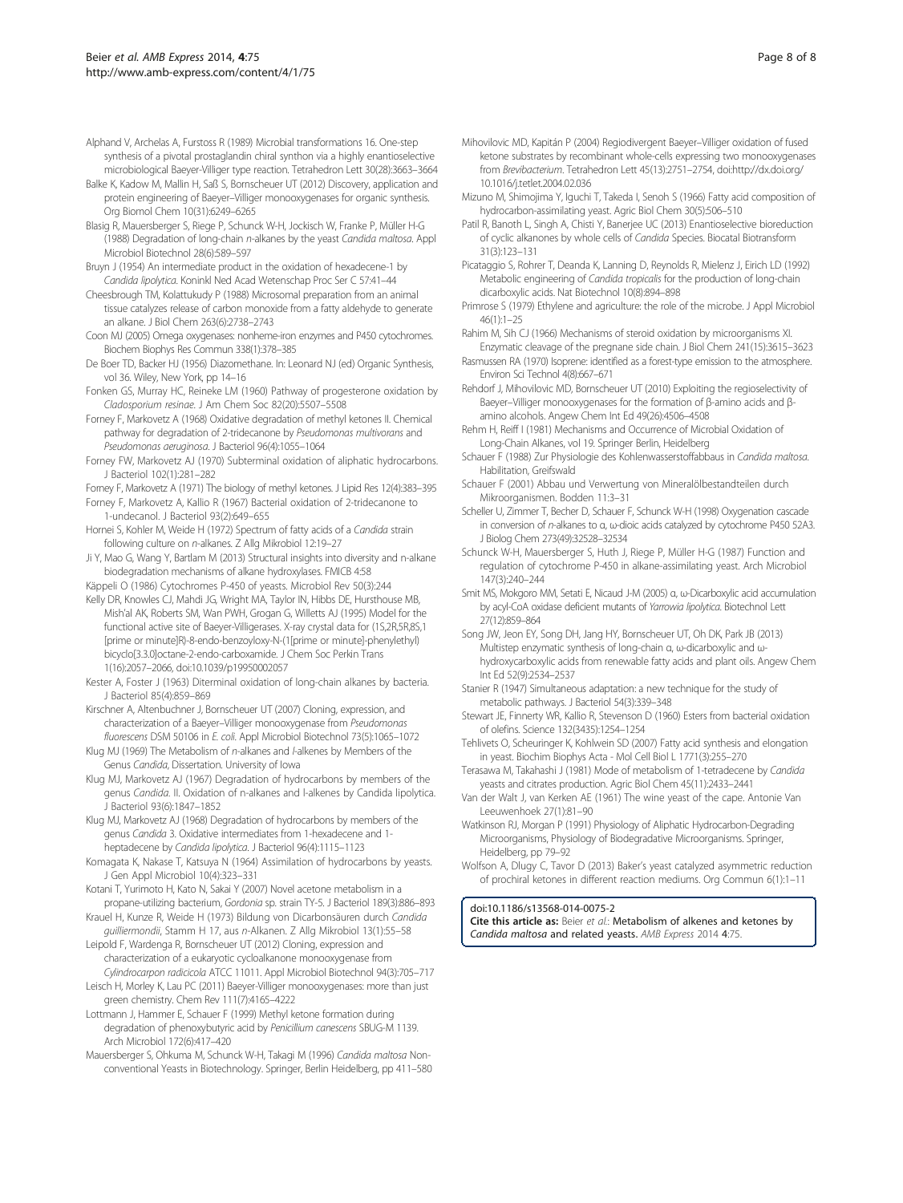Alphand V, Archelas A, Furstoss R (1989) Microbial transformations 16. One-step synthesis of a pivotal prostaglandin chiral synthon via a highly enantioselective microbiological Baeyer-Villiger type reaction. Tetrahedron Lett 30(28):3663–3664

Balke K, Kadow M, Mallin H, Saß S, Bornscheuer UT (2012) Discovery, application and protein engineering of Baeyer–Villiger monooxygenases for organic synthesis. Org Biomol Chem 10(31):6249–6265

Blasig R, Mauersberger S, Riege P, Schunck W-H, Jockisch W, Franke P, Müller H-G (1988) Degradation of long-chain *n*-alkanes by the yeast *Candida maltosa*. Appl Microbiol Biotechnol 28(6):589–597

Bruyn J (1954) An intermediate product in the oxidation of hexadecene-1 by *Candida lipolytica*. Koninkl Ned Acad Wetenschap Proc Ser C 57:41–44

Cheesbrough TM, Kolattukudy P (1988) Microsomal preparation from an animal tissue catalyzes release of carbon monoxide from a fatty aldehyde to generate an alkane. J Biol Chem 263(6):2738–2743

Coon MJ (2005) Omega oxygenases: nonheme-iron enzymes and P450 cytochromes. Biochem Biophys Res Commun 338(1):378–385

De Boer TD, Backer HJ (1956) Diazomethane. In: Leonard NJ (ed) Organic Synthesis, vol 36. Wiley, New York, pp 14–16

Fonken GS, Murray HC, Reineke LM (1960) Pathway of progesterone oxidation by *Cladosporium resinae*. J Am Chem Soc 82(20):5507–5508

Forney F, Markovetz A (1968) Oxidative degradation of methyl ketones II. Chemical pathway for degradation of 2-tridecanone by *Pseudomonas multivorans* and *Pseudomonas aeruginosa*. J Bacteriol 96(4):1055–1064

Forney FW, Markovetz AJ (1970) Subterminal oxidation of aliphatic hydrocarbons. J Bacteriol 102(1):281–282

Forney F, Markovetz A (1971) The biology of methyl ketones. J Lipid Res 12(4):383–395

Forney F, Markovetz A, Kallio R (1967) Bacterial oxidation of 2-tridecanone to 1-undecanol. J Bacteriol 93(2):649–655

Hornei S, Kohler M, Weide H (1972) Spectrum of fatty acids of a *Candida* strain following culture on *n*-alkanes. Z Allg Mikrobiol 12:19–27

Ji Y, Mao G, Wang Y, Bartlam M (2013) Structural insights into diversity and n-alkane biodegradation mechanisms of alkane hydroxylases. FMICB 4:58

Käppeli O (1986) Cytochromes P-450 of yeasts. Microbiol Rev 50(3):244

Kelly DR, Knowles CJ, Mahdi JG, Wright MA, Taylor IN, Hibbs DE, Hursthouse MB, Mish'al AK, Roberts SM, Wan PWH, Grogan G, Willetts AJ (1995) Model for the functional active site of Baeyer-Villigerases. X-ray crystal data for (1S,2R,5R,8S,1 [prime or minute]R)-8-endo-benzoyloxy-N-(1[prime or minute]-phenylethyl) bicyclo[3.3.0]octane-2-endo-carboxamide. J Chem Soc Perkin Trans 1(16):2057–2066, doi:10.1039/p19950002057

Kester A, Foster J (1963) Diterminal oxidation of long-chain alkanes by bacteria. J Bacteriol 85(4):859–869

Kirschner A, Altenbuchner J, Bornscheuer UT (2007) Cloning, expression, and characterization of a Baeyer–Villiger monooxygenase from *Pseudomonas fluorescens* DSM 50106 in *E. coli*. Appl Microbiol Biotechnol 73(5):1065–1072

Klug MJ (1969) The Metabolism of *n*-alkanes and *l*-alkenes by Members of the Genus *Candida*, Dissertation. University of Iowa

Klug MJ, Markovetz AJ (1967) Degradation of hydrocarbons by members of the genus *Candida*. II. Oxidation of n-alkanes and l-alkenes by Candida lipolytica. J Bacteriol 93(6):1847–1852

Klug MJ, Markovetz AJ (1968) Degradation of hydrocarbons by members of the genus *Candida* 3. Oxidative intermediates from 1-hexadecene and 1-heptadecene by *Candida lipolytica*. J Bacteriol 96(4):1115–1123

Komagata K, Nakase T, Katsuya N (1964) Assimilation of hydrocarbons by yeasts. J Gen Appl Microbiol 10(4):323–331

Kotani T, Yurimoto H, Kato N, Sakai Y (2007) Novel acetone metabolism in a propane-utilizing bacterium, *Gordonia* sp. strain TY-5. J Bacteriol 189(3):886–893

Krauel H, Kunze R, Weide H (1973) Bildung von Dicarbonsäuren durch *Candida guilliermondii*, Stamm H 17, aus *n*-Alkanen. Z Allg Mikrobiol 13(1):55–58

Leipold F, Wardenga R, Bornscheuer UT (2012) Cloning, expression and characterization of a eukaryotic cycloalkanone monooxygenase from *Cylindrocarpon radicicola* ATCC 11011. Appl Microbiol Biotechnol 94(3):705–717

Leisch H, Morley K, Lau PC (2011) Baeyer-Villiger monooxygenases: more than just green chemistry. Chem Rev 111(7):4165–4222

Lottmann J, Hammer E, Schauer F (1999) Methyl ketone formation during degradation of phenoxybutyric acid by *Penicillium canescens* SBUG-M 1139. Arch Microbiol 172(6):417–420

Mauersberger S, Ohkuma M, Schunck W-H, Takagi M (1996) *Candida maltosa* Non-conventional Yeasts in Biotechnology. Springer, Berlin Heidelberg, pp 411–580

Mihovilovic MD, Kapitán P (2004) Regiodivergent Baeyer–Villiger oxidation of fused ketone substrates by recombinant whole-cells expressing two monooxygenases from *Brevibacterium*. Tetrahedron Lett 45(13):2751–2754, doi:http://dx.doi.org/10.1016/j.tetlet.2004.02.036

Mizuno M, Shimojima Y, Iguchi T, Takeda I, Senoh S (1966) Fatty acid composition of hydrocarbon-assimilating yeast. Agric Biol Chem 30(5):506–510

Patil R, Banoth L, Singh A, Chisti Y, Banerjee UC (2013) Enantioselective bioreduction of cyclic alkanones by whole cells of *Candida* Species. Biocatal Biotransform 31(3):123–131

Picataggio S, Rohrer T, Deanda K, Lanning D, Reynolds R, Mielenz J, Eirich LD (1992) Metabolic engineering of *Candida tropicalis* for the production of long-chain dicarboxylic acids. Nat Biotechnol 10(8):894–898

Primrose S (1979) Ethylene and agriculture: the role of the microbe. J Appl Microbiol 46(1):1–25

Rahim M, Sih CJ (1966) Mechanisms of steroid oxidation by microorganisms XI. Enzymatic cleavage of the pregnane side chain. J Biol Chem 241(15):3615–3623

Rasmussen RA (1970) Isoprene: identified as a forest-type emission to the atmosphere. Environ Sci Technol 4(8):667–671

Rehdorf J, Mihovilovic MD, Bornscheuer UT (2010) Exploiting the regioselectivity of Baeyer–Villiger monooxygenases for the formation of β-amino acids and β-amino alcohols. Angew Chem Int Ed 49(26):4506–4508

Rehm H, Reiff I (1981) Mechanisms and Occurrence of Microbial Oxidation of Long-Chain Alkanes, vol 19. Springer Berlin, Heidelberg

Schauer F (1988) Zur Physiologie des Kohlenwasserstoffabbaus in *Candida maltosa*. Habilitation, Greifswald

Schauer F (2001) Abbau und Verwertung von Mineralölbestandteilen durch Mikroorganismen. Bodden 11:3–31

Scheller U, Zimmer T, Becher D, Schauer F, Schunck W-H (1998) Oxygenation cascade in conversion of *n*-alkanes to α, ω-dioic acids catalyzed by cytochrome P450 52A3. J Biolog Chem 273(49):32528–32534

Schunck W-H, Mauersberger S, Huth J, Riege P, Müller H-G (1987) Function and regulation of cytochrome P-450 in alkane-assimilating yeast. Arch Microbiol 147(3):240–244

Smit MS, Mokgoro MM, Setati E, Nicaud J-M (2005) α, ω-Dicarboxylic acid accumulation by acyl-CoA oxidase deficient mutants of *Yarrowia lipolytica*. Biotechnol Lett 27(12):859–864

Song JW, Jeon EY, Song DH, Jang HY, Bornscheuer UT, Oh DK, Park JB (2013) Multistep enzymatic synthesis of long-chain α, ω-dicarboxylic and ω-hydroxycarboxylic acids from renewable fatty acids and plant oils. Angew Chem Int Ed 52(9):2534–2537

Stanier R (1947) Simultaneous adaptation: a new technique for the study of metabolic pathways. J Bacteriol 54(3):339–348

Stewart JE, Finnerty WR, Kallio R, Stevenson D (1960) Esters from bacterial oxidation of olefins. Science 132(3435):1254–1254

Tehlivets O, Scheuringer K, Kohlwein SD (2007) Fatty acid synthesis and elongation in yeast. Biochim Biophys Acta - Mol Cell Biol L 1771(3):255–270

Terasawa M, Takahashi J (1981) Mode of metabolism of 1-tetradecene by *Candida* yeasts and citrates production. Agric Biol Chem 45(11):2433–2441

Van der Walt J, van Kerken AE (1961) The wine yeast of the cape. Antonie Van Leeuwenhoek 27(1):81–90

Watkinson RJ, Morgan P (1991) Physiology of Aliphatic Hydrocarbon-Degrading Microorganisms, Physiology of Biodegradative Microorganisms. Springer, Heidelberg, pp 79–92

Wolfson A, Dlugy C, Tavor D (2013) Baker's yeast catalyzed asymmetric reduction of prochiral ketones in different reaction mediums. Org Commun 6(1):1–11

doi:10.1186/s13568-014-0075-2

**Cite this article as:** Beier *et al.*: Metabolism of alkenes and ketones by *Candida maltosa* and related yeasts. *AMB Express* 2014 **4**:75.